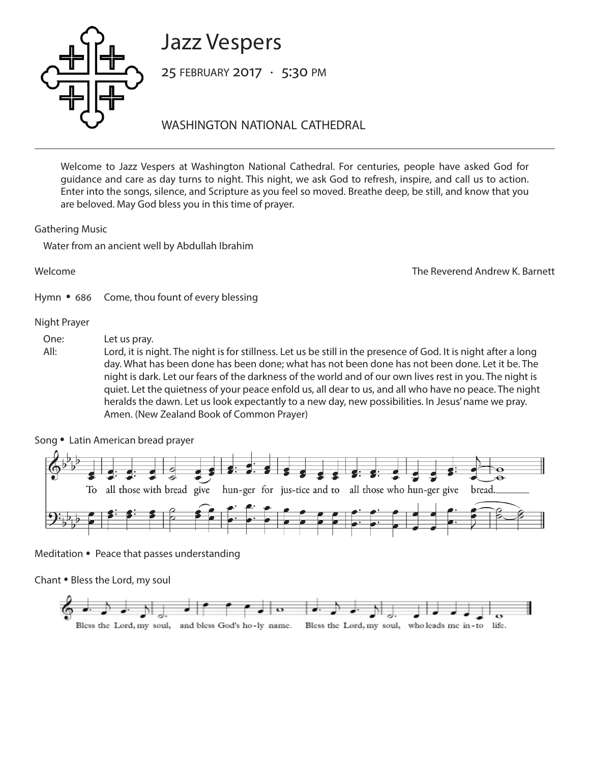# Jazz Vespers

25 FEBRUARY 2017 · 5:30 PM

WASHINGTON NATIONAL CATHEDRAL

---

Welcome to Jazz Vespers at Washington National Cathedral. For centuries, people have asked God for guidance and care as day turns to night. This night, we ask God to refresh, inspire, and call us to action. Enter into the songs, silence, and Scripture as you feel so moved. Breathe deep, be still, and know that you are beloved. May God bless you in this time of prayer.

Gathering Music

Water from an ancient well by Abdullah Ibrahim

Welcome — The Reverend Andrew K. Barnett

Hymn • 686 Come, thou fount of every blessing

Night Prayer

One: Let us pray.

All: Lord, it is night. The night is for stillness. Let us be still in the presence of God. It is night after a long day. What has been done has been done; what has not been done has not been done. Let it be. The night is dark. Let our fears of the darkness of the world and of our own lives rest in you. The night is quiet. Let the quietness of your peace enfold us, all dear to us, and all who have no peace. The night heralds the dawn. Let us look expectantly to a new day, new possibilities. In Jesus' name we pray. Amen. (New Zealand Book of Common Prayer)

Song • Latin American bread prayer

To all those with bread give hun-ger for jus-tice and to all those who hun-ger give bread.

Meditation • Peace that passes understanding

Chant • Bless the Lord, my soul

Bless the Lord, my soul, and bless God's ho-ly name. Bless the Lord, my soul, who leads me in-to life.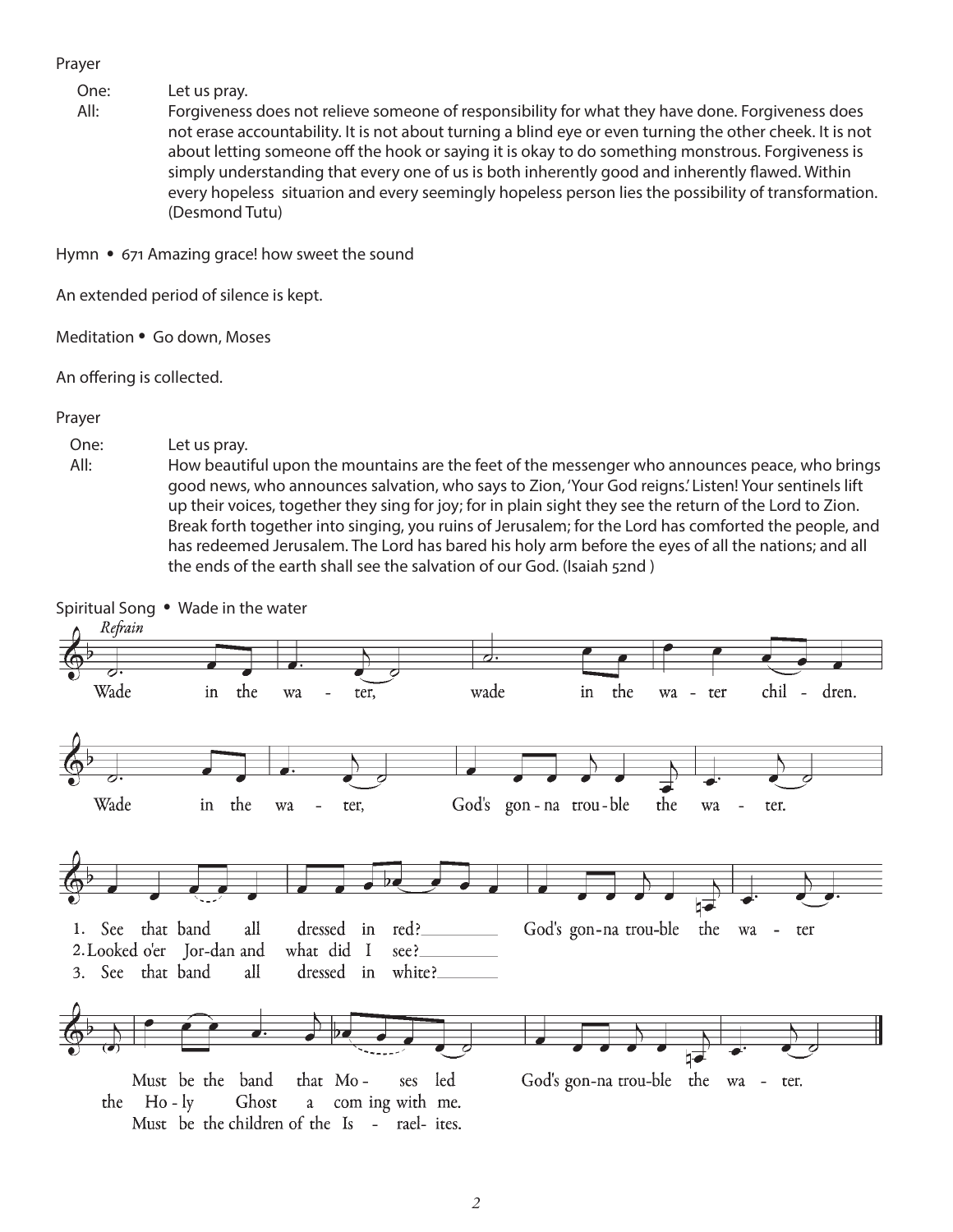Prayer

One: Let us pray.

All: Forgiveness does not relieve someone of responsibility for what they have done. Forgiveness does not erase accountability. It is not about turning a blind eye or even turning the other cheek. It is not about letting someone off the hook or saying it is okay to do something monstrous. Forgiveness is simply understanding that every one of us is both inherently good and inherently flawed. Within every hopeless situation and every seemingly hopeless person lies the possibility of transformation. (Desmond Tutu)

Hymn • 671 Amazing grace! how sweet the sound

An extended period of silence is kept.

Meditation • Go down, Moses

An offering is collected.

Prayer

One: Let us pray.

All: How beautiful upon the mountains are the feet of the messenger who announces peace, who brings good news, who announces salvation, who says to Zion, 'Your God reigns.' Listen! Your sentinels lift up their voices, together they sing for joy; for in plain sight they see the return of the Lord to Zion. Break forth together into singing, you ruins of Jerusalem; for the Lord has comforted the people, and has redeemed Jerusalem. The Lord has bared his holy arm before the eyes of all the nations; and all the ends of the earth shall see the salvation of our God. (Isaiah 52nd )

Spiritual Song • Wade in the water

*Refrain*

Wade in the water, wade in the water children.
Wade in the water, God's gonna trouble the water.

1. See that band all dressed in red? God's gonna trouble the water
Must be the band that Moses led God's gonna trouble the water.

2. Looked o'er Jordan and what did I see? God's gonna trouble the water
the Holy Ghost a coming with me. God's gonna trouble the water.

3. See that band all dressed in white? God's gonna trouble the water
Must be the children of the Israelites. God's gonna trouble the water.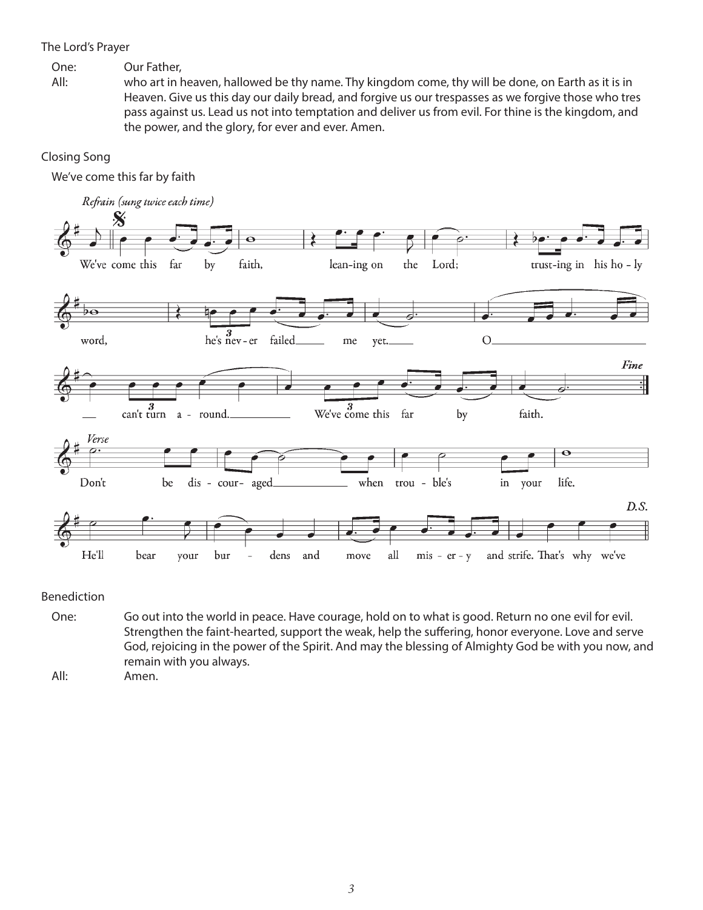The Lord's Prayer

One: Our Father,

All: who art in heaven, hallowed be thy name. Thy kingdom come, thy will be done, on Earth as it is in Heaven. Give us this day our daily bread, and forgive us our trespasses as we forgive those who tres pass against us. Lead us not into temptation and deliver us from evil. For thine is the kingdom, and the power, and the glory, for ever and ever. Amen.

Closing Song

We've come this far by faith

*Refrain (sung twice each time)*

We've come this far by faith, lean-ing on the Lord; trust-ing in his ho - ly word, he's nev - er failed me yet. O can't turn a - round. We've come this far by faith. *Fine*

*Verse*

Don't be dis - cour- aged when trou - ble's in your life. He'll bear your bur - dens and move all mis - er - y and strife. That's why we've *D.S.*

Benediction

One: Go out into the world in peace. Have courage, hold on to what is good. Return no one evil for evil. Strengthen the faint-hearted, support the weak, help the suffering, honor everyone. Love and serve God, rejoicing in the power of the Spirit. And may the blessing of Almighty God be with you now, and remain with you always.

All: Amen.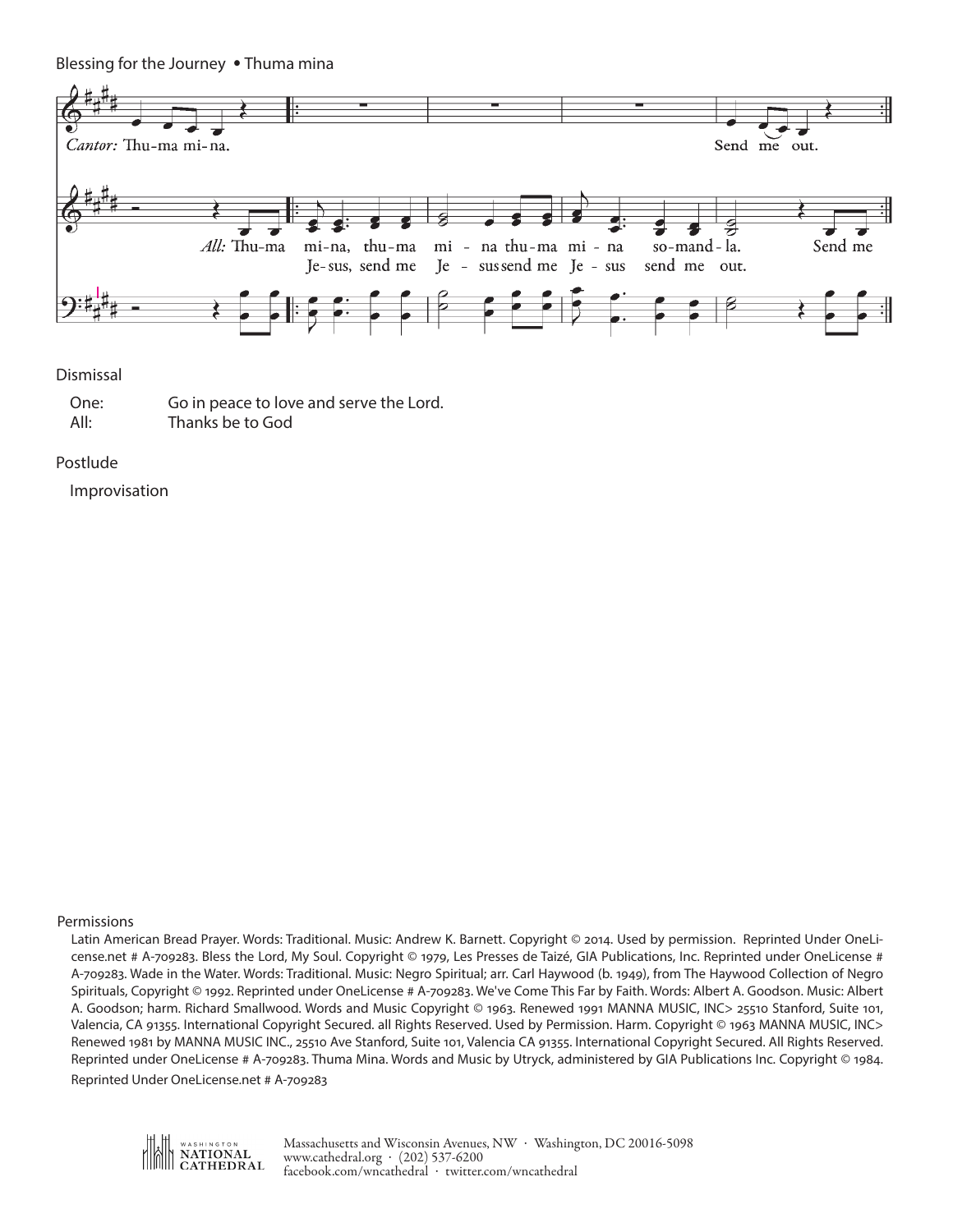Blessing for the Journey • Thuma mina

*Cantor:* Thu-ma mi-na. Send me out.

*All:* Thu-ma mi-na, thu-ma mi - na thu-ma mi-na so-mand-la. Send me
Je-sus, send me Je - sus send me Je - sus send me out.

Dismissal

| | |
|---|---|
| One: | Go in peace to love and serve the Lord. |
| All: | Thanks be to God |

Postlude

Improvisation

Permissions

Latin American Bread Prayer. Words: Traditional. Music: Andrew K. Barnett. Copyright © 2014. Used by permission. Reprinted Under OneLicense.net # A-709283. Bless the Lord, My Soul. Copyright © 1979, Les Presses de Taizé, GIA Publications, Inc. Reprinted under OneLicense # A-709283. Wade in the Water. Words: Traditional. Music: Negro Spiritual; arr. Carl Haywood (b. 1949), from The Haywood Collection of Negro Spirituals, Copyright © 1992. Reprinted under OneLicense # A-709283. We've Come This Far by Faith. Words: Albert A. Goodson. Music: Albert A. Goodson; harm. Richard Smallwood. Words and Music Copyright © 1963. Renewed 1991 MANNA MUSIC, INC> 25510 Stanford, Suite 101, Valencia, CA 91355. International Copyright Secured. all Rights Reserved. Used by Permission. Harm. Copyright © 1963 MANNA MUSIC, INC> Renewed 1981 by MANNA MUSIC INC., 25510 Ave Stanford, Suite 101, Valencia CA 91355. International Copyright Secured. All Rights Reserved. Reprinted under OneLicense # A-709283. Thuma Mina. Words and Music by Utryck, administered by GIA Publications Inc. Copyright © 1984. Reprinted Under OneLicense.net # A-709283

WASHINGTON NATIONAL CATHEDRAL

Massachusetts and Wisconsin Avenues, NW · Washington, DC 20016-5098
www.cathedral.org · (202) 537-6200
facebook.com/wncathedral · twitter.com/wncathedral